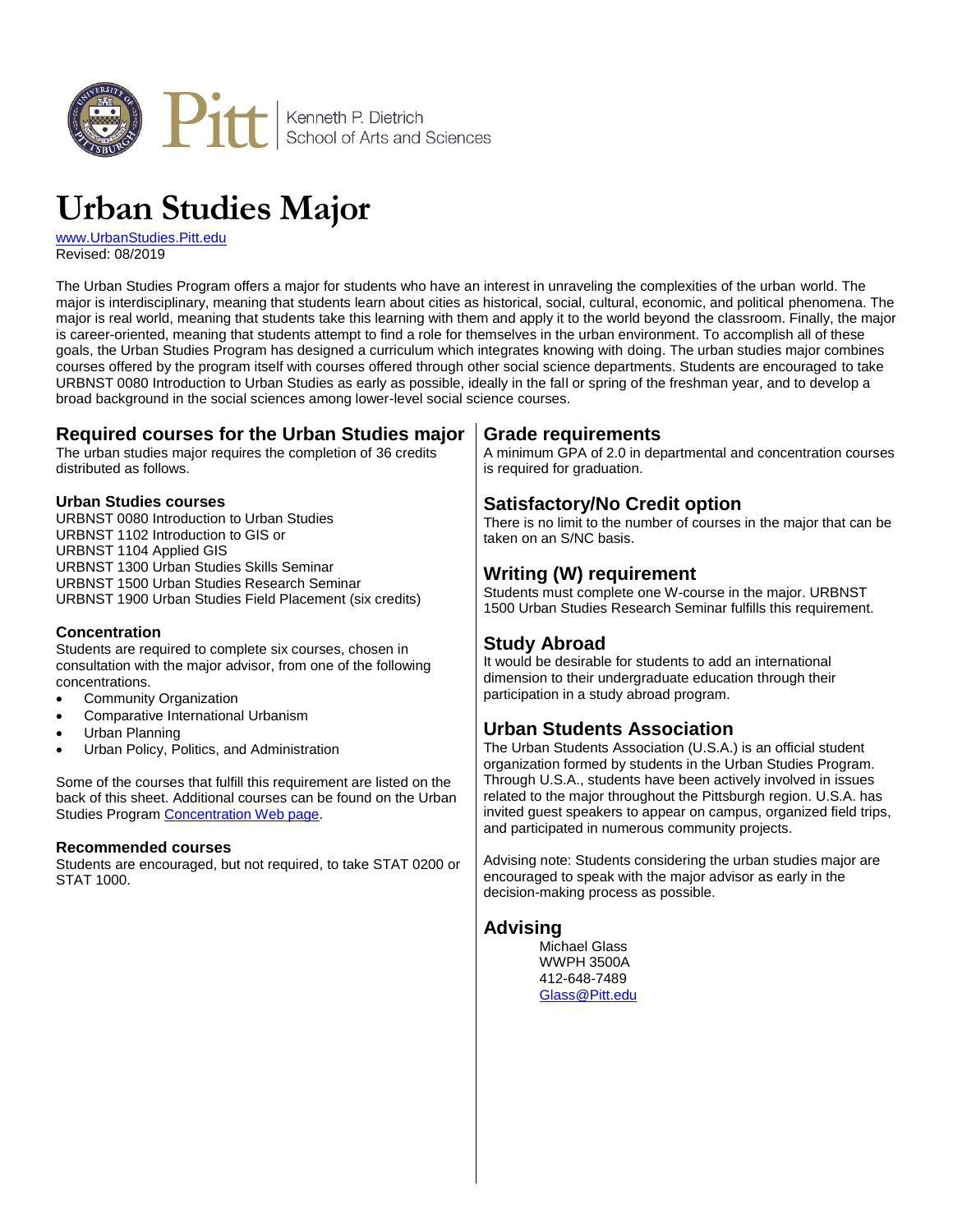Pitt | Kenneth P. Dietrich School of Arts and Sciences

# Urban Studies Major

www.UrbanStudies.Pitt.edu
Revised: 08/2019

The Urban Studies Program offers a major for students who have an interest in unraveling the complexities of the urban world. The major is interdisciplinary, meaning that students learn about cities as historical, social, cultural, economic, and political phenomena. The major is real world, meaning that students take this learning with them and apply it to the world beyond the classroom. Finally, the major is career-oriented, meaning that students attempt to find a role for themselves in the urban environment. To accomplish all of these goals, the Urban Studies Program has designed a curriculum which integrates knowing with doing. The urban studies major combines courses offered by the program itself with courses offered through other social science departments. Students are encouraged to take URBNST 0080 Introduction to Urban Studies as early as possible, ideally in the fall or spring of the freshman year, and to develop a broad background in the social sciences among lower-level social science courses.

## Required courses for the Urban Studies major

The urban studies major requires the completion of 36 credits distributed as follows.

### Urban Studies courses

URBNST 0080 Introduction to Urban Studies
URBNST 1102 Introduction to GIS or
URBNST 1104 Applied GIS
URBNST 1300 Urban Studies Skills Seminar
URBNST 1500 Urban Studies Research Seminar
URBNST 1900 Urban Studies Field Placement (six credits)

### Concentration

Students are required to complete six courses, chosen in consultation with the major advisor, from one of the following concentrations.

- Community Organization
- Comparative International Urbanism
- Urban Planning
- Urban Policy, Politics, and Administration

Some of the courses that fulfill this requirement are listed on the back of this sheet. Additional courses can be found on the Urban Studies Program Concentration Web page.

### Recommended courses

Students are encouraged, but not required, to take STAT 0200 or STAT 1000.

## Grade requirements

A minimum GPA of 2.0 in departmental and concentration courses is required for graduation.

## Satisfactory/No Credit option

There is no limit to the number of courses in the major that can be taken on an S/NC basis.

## Writing (W) requirement

Students must complete one W-course in the major. URBNST 1500 Urban Studies Research Seminar fulfills this requirement.

## Study Abroad

It would be desirable for students to add an international dimension to their undergraduate education through their participation in a study abroad program.

## Urban Students Association

The Urban Students Association (U.S.A.) is an official student organization formed by students in the Urban Studies Program. Through U.S.A., students have been actively involved in issues related to the major throughout the Pittsburgh region. U.S.A. has invited guest speakers to appear on campus, organized field trips, and participated in numerous community projects.

Advising note: Students considering the urban studies major are encouraged to speak with the major advisor as early in the decision-making process as possible.

## Advising

Michael Glass
WWPH 3500A
412-648-7489
Glass@Pitt.edu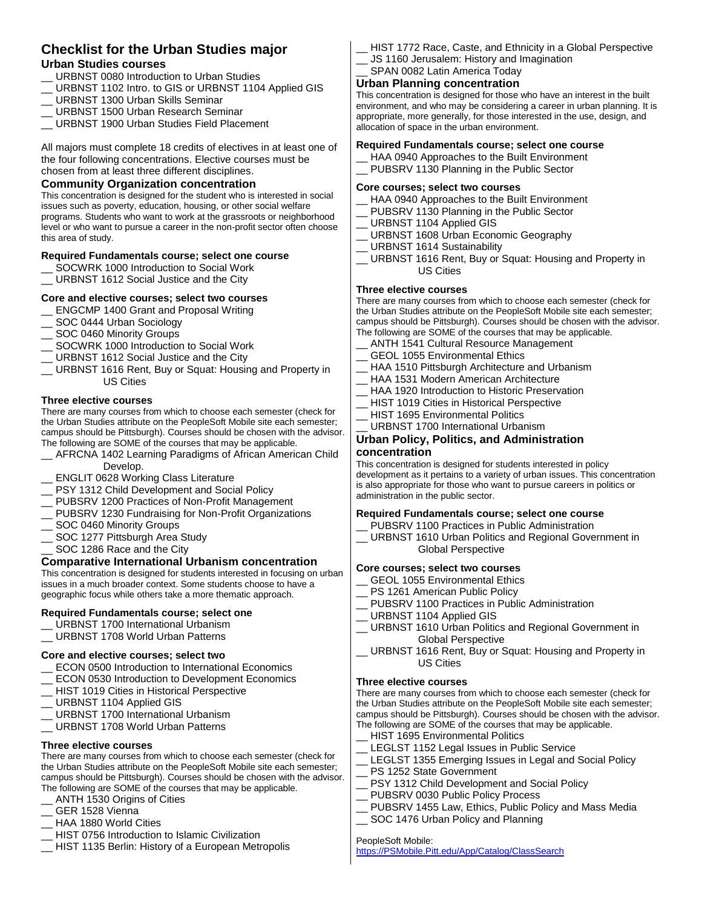# Checklist for the Urban Studies major

## Urban Studies courses

__ URBNST 0080 Introduction to Urban Studies
__ URBNST 1102 Intro. to GIS or URBNST 1104 Applied GIS
__ URBNST 1300 Urban Skills Seminar
__ URBNST 1500 Urban Research Seminar
__ URBNST 1900 Urban Studies Field Placement

All majors must complete 18 credits of electives in at least one of the four following concentrations. Elective courses must be chosen from at least three different disciplines.

## Community Organization concentration

This concentration is designed for the student who is interested in social issues such as poverty, education, housing, or other social welfare programs. Students who want to work at the grassroots or neighborhood level or who want to pursue a career in the non-profit sector often choose this area of study.

**Required Fundamentals course; select one course**

__ SOCWRK 1000 Introduction to Social Work
__ URBNST 1612 Social Justice and the City

**Core and elective courses; select two courses**

__ ENGCMP 1400 Grant and Proposal Writing
__ SOC 0444 Urban Sociology
__ SOC 0460 Minority Groups
__ SOCWRK 1000 Introduction to Social Work
__ URBNST 1612 Social Justice and the City
__ URBNST 1616 Rent, Buy or Squat: Housing and Property in US Cities

**Three elective courses**

There are many courses from which to choose each semester (check for the Urban Studies attribute on the PeopleSoft Mobile site each semester; campus should be Pittsburgh). Courses should be chosen with the advisor. The following are SOME of the courses that may be applicable.

__ AFRCNA 1402 Learning Paradigms of African American Child Develop.
__ ENGLIT 0628 Working Class Literature
__ PSY 1312 Child Development and Social Policy
__ PUBSRV 1200 Practices of Non-Profit Management
__ PUBSRV 1230 Fundraising for Non-Profit Organizations
__ SOC 0460 Minority Groups
__ SOC 1277 Pittsburgh Area Study
__ SOC 1286 Race and the City

## Comparative International Urbanism concentration

This concentration is designed for students interested in focusing on urban issues in a much broader context. Some students choose to have a geographic focus while others take a more thematic approach.

**Required Fundamentals course; select one**

__ URBNST 1700 International Urbanism
__ URBNST 1708 World Urban Patterns

**Core and elective courses; select two**

__ ECON 0500 Introduction to International Economics
__ ECON 0530 Introduction to Development Economics
__ HIST 1019 Cities in Historical Perspective
__ URBNST 1104 Applied GIS
__ URBNST 1700 International Urbanism
__ URBNST 1708 World Urban Patterns

**Three elective courses**

There are many courses from which to choose each semester (check for the Urban Studies attribute on the PeopleSoft Mobile site each semester; campus should be Pittsburgh). Courses should be chosen with the advisor. The following are SOME of the courses that may be applicable.

__ ANTH 1530 Origins of Cities
__ GER 1528 Vienna
__ HAA 1880 World Cities
__ HIST 0756 Introduction to Islamic Civilization
__ HIST 1135 Berlin: History of a European Metropolis
__ HIST 1772 Race, Caste, and Ethnicity in a Global Perspective
__ JS 1160 Jerusalem: History and Imagination
__ SPAN 0082 Latin America Today

## Urban Planning concentration

This concentration is designed for those who have an interest in the built environment, and who may be considering a career in urban planning. It is appropriate, more generally, for those interested in the use, design, and allocation of space in the urban environment.

**Required Fundamentals course; select one course**

__ HAA 0940 Approaches to the Built Environment
__ PUBSRV 1130 Planning in the Public Sector

**Core courses; select two courses**

__ HAA 0940 Approaches to the Built Environment
__ PUBSRV 1130 Planning in the Public Sector
__ URBNST 1104 Applied GIS
__ URBNST 1608 Urban Economic Geography
__ URBNST 1614 Sustainability
__ URBNST 1616 Rent, Buy or Squat: Housing and Property in US Cities

**Three elective courses**

There are many courses from which to choose each semester (check for the Urban Studies attribute on the PeopleSoft Mobile site each semester; campus should be Pittsburgh). Courses should be chosen with the advisor. The following are SOME of the courses that may be applicable.

__ ANTH 1541 Cultural Resource Management
__ GEOL 1055 Environmental Ethics
__ HAA 1510 Pittsburgh Architecture and Urbanism
__ HAA 1531 Modern American Architecture
__ HAA 1920 Introduction to Historic Preservation
__ HIST 1019 Cities in Historical Perspective
__ HIST 1695 Environmental Politics
__ URBNST 1700 International Urbanism

## Urban Policy, Politics, and Administration concentration

This concentration is designed for students interested in policy development as it pertains to a variety of urban issues. This concentration is also appropriate for those who want to pursue careers in politics or administration in the public sector.

**Required Fundamentals course; select one course**

__ PUBSRV 1100 Practices in Public Administration
__ URBNST 1610 Urban Politics and Regional Government in Global Perspective

**Core courses; select two courses**

__ GEOL 1055 Environmental Ethics
__ PS 1261 American Public Policy
__ PUBSRV 1100 Practices in Public Administration
__ URBNST 1104 Applied GIS
__ URBNST 1610 Urban Politics and Regional Government in Global Perspective
__ URBNST 1616 Rent, Buy or Squat: Housing and Property in US Cities

**Three elective courses**

There are many courses from which to choose each semester (check for the Urban Studies attribute on the PeopleSoft Mobile site each semester; campus should be Pittsburgh). Courses should be chosen with the advisor. The following are SOME of the courses that may be applicable.

__ HIST 1695 Environmental Politics
__ LEGLST 1152 Legal Issues in Public Service
__ LEGLST 1355 Emerging Issues in Legal and Social Policy
__ PS 1252 State Government
__ PSY 1312 Child Development and Social Policy
__ PUBSRV 0030 Public Policy Process
__ PUBSRV 1455 Law, Ethics, Public Policy and Mass Media
__ SOC 1476 Urban Policy and Planning

PeopleSoft Mobile:
https://PSMobile.Pitt.edu/App/Catalog/ClassSearch